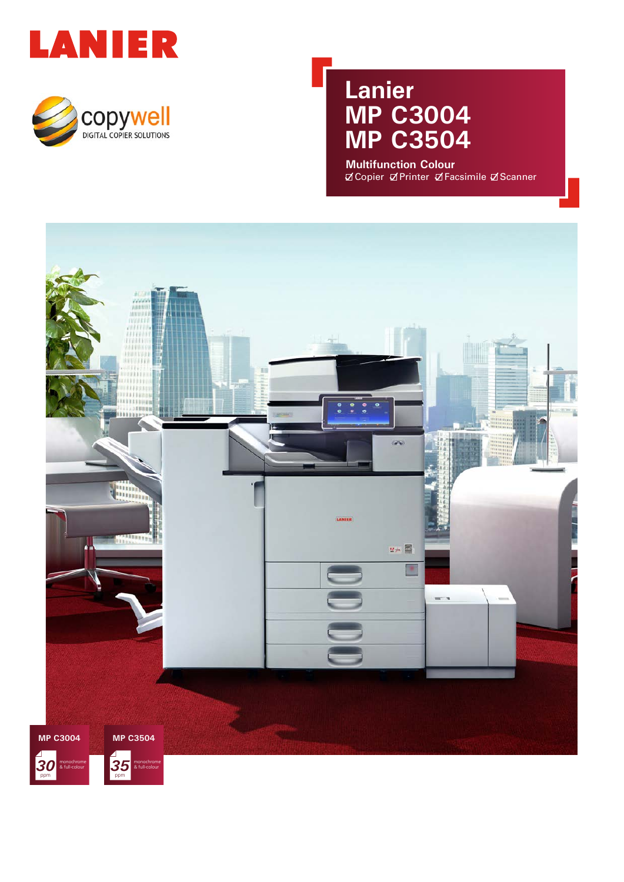LANIER

copywell
DIGITAL COPIER SOLUTIONS

# Lanier MP C3004 MP C3504

**Multifunction Colour**

☑Copier ☑Printer ☑Facsimile ☑Scanner

**MP C3004**

30 ppm monochrome & full-colour

**MP C3504**

35 ppm monochrome & full-colour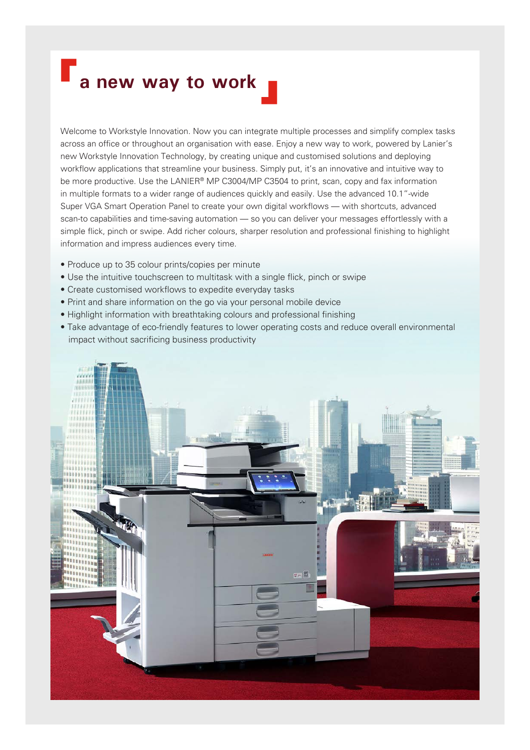# a new way to work

Welcome to Workstyle Innovation. Now you can integrate multiple processes and simplify complex tasks across an office or throughout an organisation with ease. Enjoy a new way to work, powered by Lanier's new Workstyle Innovation Technology, by creating unique and customised solutions and deploying workflow applications that streamline your business. Simply put, it's an innovative and intuitive way to be more productive. Use the LANIER® MP C3004/MP C3504 to print, scan, copy and fax information in multiple formats to a wider range of audiences quickly and easily. Use the advanced 10.1"-wide Super VGA Smart Operation Panel to create your own digital workflows — with shortcuts, advanced scan-to capabilities and time-saving automation — so you can deliver your messages effortlessly with a simple flick, pinch or swipe. Add richer colours, sharper resolution and professional finishing to highlight information and impress audiences every time.

- Produce up to 35 colour prints/copies per minute
- Use the intuitive touchscreen to multitask with a single flick, pinch or swipe
- Create customised workflows to expedite everyday tasks
- Print and share information on the go via your personal mobile device
- Highlight information with breathtaking colours and professional finishing
- Take advantage of eco-friendly features to lower operating costs and reduce overall environmental impact without sacrificing business productivity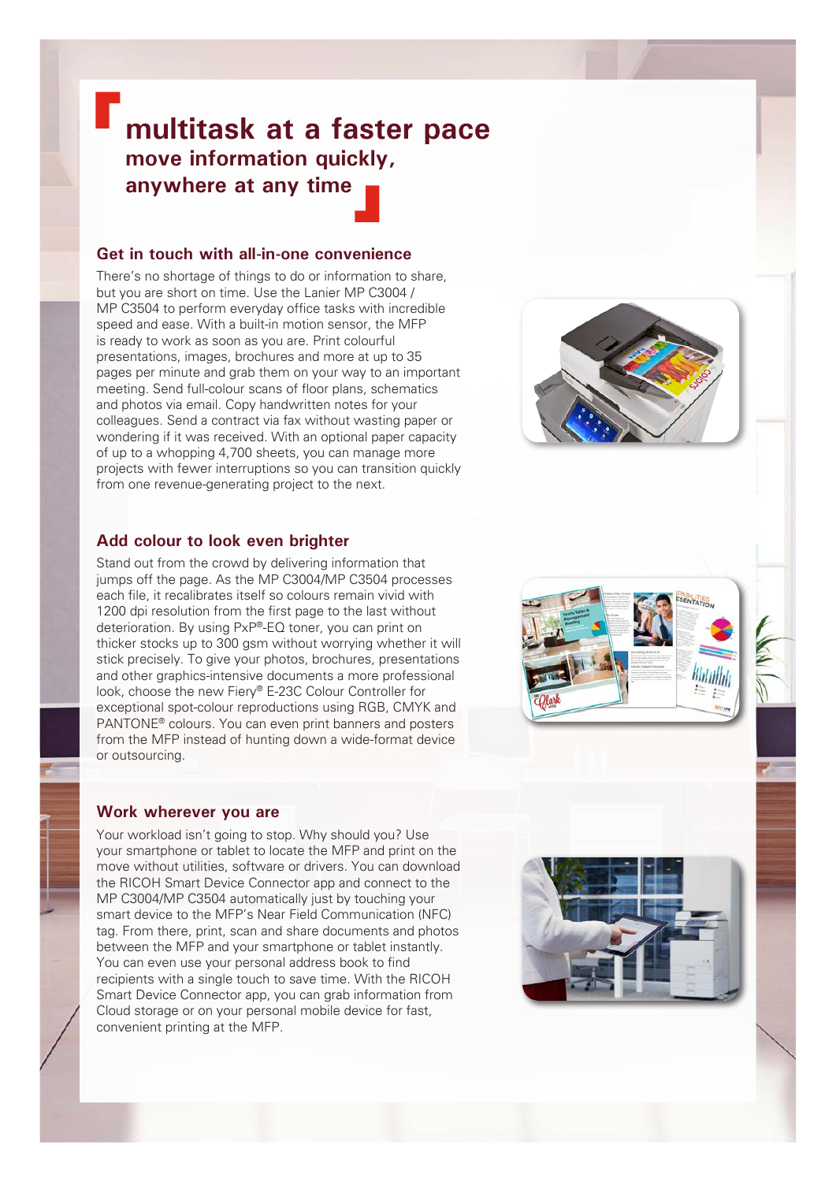# multitask at a faster pace

## move information quickly, anywhere at any time

### Get in touch with all-in-one convenience

There's no shortage of things to do or information to share, but you are short on time. Use the Lanier MP C3004 / MP C3504 to perform everyday office tasks with incredible speed and ease. With a built-in motion sensor, the MFP is ready to work as soon as you are. Print colourful presentations, images, brochures and more at up to 35 pages per minute and grab them on your way to an important meeting. Send full-colour scans of floor plans, schematics and photos via email. Copy handwritten notes for your colleagues. Send a contract via fax without wasting paper or wondering if it was received. With an optional paper capacity of up to a whopping 4,700 sheets, you can manage more projects with fewer interruptions so you can transition quickly from one revenue-generating project to the next.

### Add colour to look even brighter

Stand out from the crowd by delivering information that jumps off the page. As the MP C3004/MP C3504 processes each file, it recalibrates itself so colours remain vivid with 1200 dpi resolution from the first page to the last without deterioration. By using PxP®-EQ toner, you can print on thicker stocks up to 300 gsm without worrying whether it will stick precisely. To give your photos, brochures, presentations and other graphics-intensive documents a more professional look, choose the new Fiery® E-23C Colour Controller for exceptional spot-colour reproductions using RGB, CMYK and PANTONE® colours. You can even print banners and posters from the MFP instead of hunting down a wide-format device or outsourcing.

### Work wherever you are

Your workload isn't going to stop. Why should you? Use your smartphone or tablet to locate the MFP and print on the move without utilities, software or drivers. You can download the RICOH Smart Device Connector app and connect to the MP C3004/MP C3504 automatically just by touching your smart device to the MFP's Near Field Communication (NFC) tag. From there, print, scan and share documents and photos between the MFP and your smartphone or tablet instantly. You can even use your personal address book to find recipients with a single touch to save time. With the RICOH Smart Device Connector app, you can grab information from Cloud storage or on your personal mobile device for fast, convenient printing at the MFP.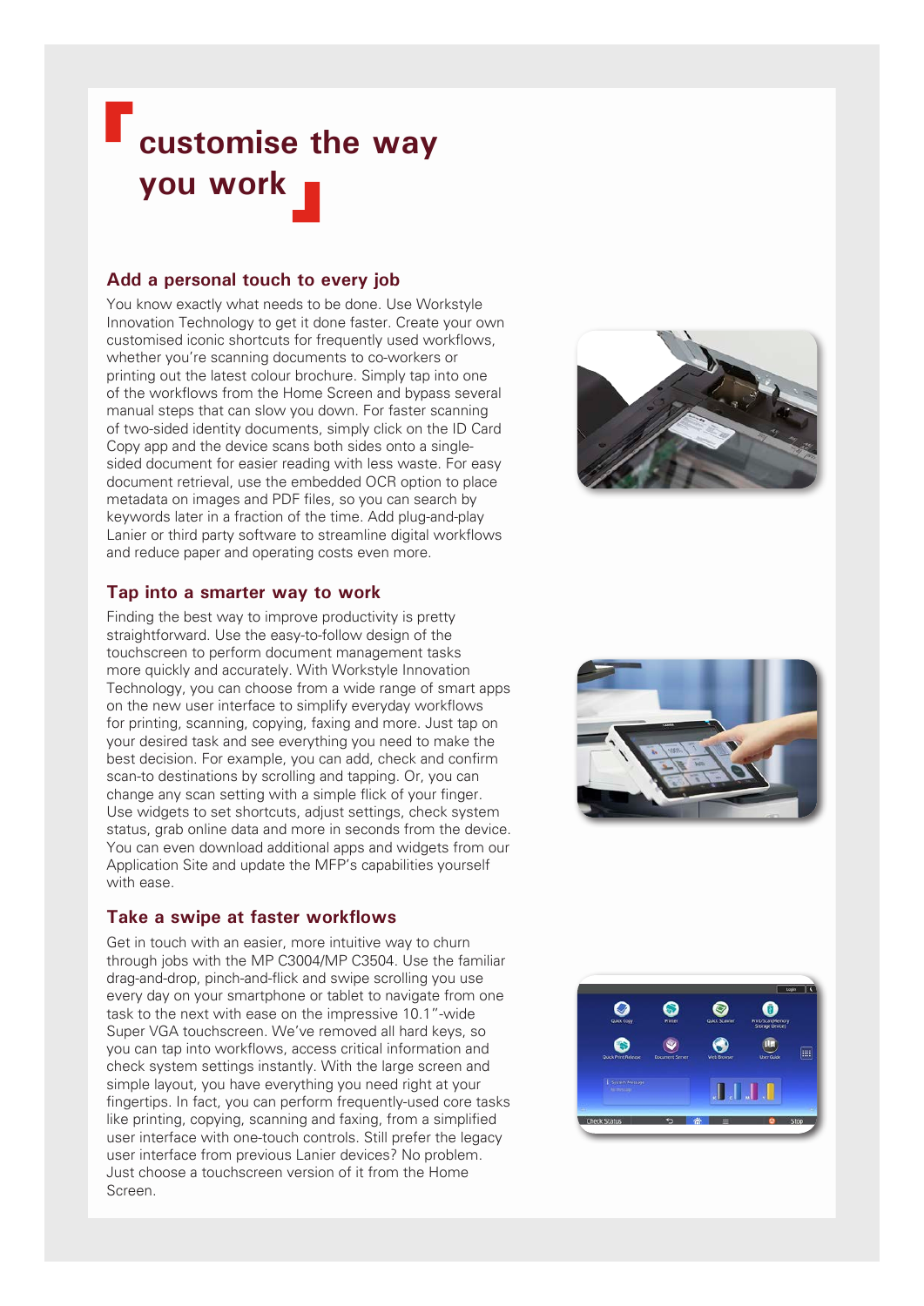# customise the way you work

## Add a personal touch to every job

You know exactly what needs to be done. Use Workstyle Innovation Technology to get it done faster. Create your own customised iconic shortcuts for frequently used workflows, whether you're scanning documents to co-workers or printing out the latest colour brochure. Simply tap into one of the workflows from the Home Screen and bypass several manual steps that can slow you down. For faster scanning of two-sided identity documents, simply click on the ID Card Copy app and the device scans both sides onto a single-sided document for easier reading with less waste. For easy document retrieval, use the embedded OCR option to place metadata on images and PDF files, so you can search by keywords later in a fraction of the time. Add plug-and-play Lanier or third party software to streamline digital workflows and reduce paper and operating costs even more.

## Tap into a smarter way to work

Finding the best way to improve productivity is pretty straightforward. Use the easy-to-follow design of the touchscreen to perform document management tasks more quickly and accurately. With Workstyle Innovation Technology, you can choose from a wide range of smart apps on the new user interface to simplify everyday workflows for printing, scanning, copying, faxing and more. Just tap on your desired task and see everything you need to make the best decision. For example, you can add, check and confirm scan-to destinations by scrolling and tapping. Or, you can change any scan setting with a simple flick of your finger. Use widgets to set shortcuts, adjust settings, check system status, grab online data and more in seconds from the device. You can even download additional apps and widgets from our Application Site and update the MFP's capabilities yourself with ease.

## Take a swipe at faster workflows

Get in touch with an easier, more intuitive way to churn through jobs with the MP C3004/MP C3504. Use the familiar drag-and-drop, pinch-and-flick and swipe scrolling you use every day on your smartphone or tablet to navigate from one task to the next with ease on the impressive 10.1"-wide Super VGA touchscreen. We've removed all hard keys, so you can tap into workflows, access critical information and check system settings instantly. With the large screen and simple layout, you have everything you need right at your fingertips. In fact, you can perform frequently-used core tasks like printing, copying, scanning and faxing, from a simplified user interface with one-touch controls. Still prefer the legacy user interface from previous Lanier devices? No problem. Just choose a touchscreen version of it from the Home Screen.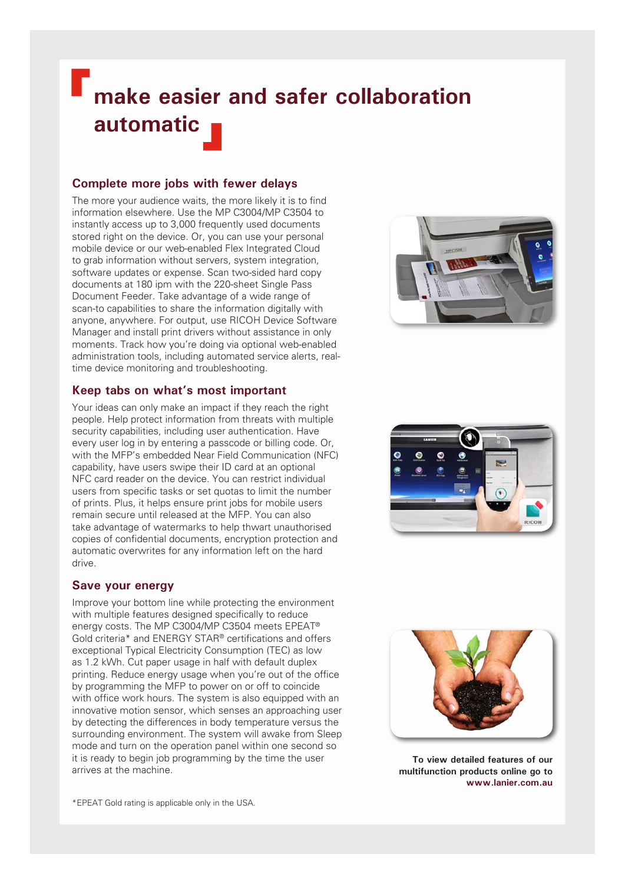# make easier and safer collaboration automatic

## Complete more jobs with fewer delays

The more your audience waits, the more likely it is to find information elsewhere. Use the MP C3004/MP C3504 to instantly access up to 3,000 frequently used documents stored right on the device. Or, you can use your personal mobile device or our web-enabled Flex Integrated Cloud to grab information without servers, system integration, software updates or expense. Scan two-sided hard copy documents at 180 ipm with the 220-sheet Single Pass Document Feeder. Take advantage of a wide range of scan-to capabilities to share the information digitally with anyone, anywhere. For output, use RICOH Device Software Manager and install print drivers without assistance in only moments. Track how you're doing via optional web-enabled administration tools, including automated service alerts, real-time device monitoring and troubleshooting.

## Keep tabs on what's most important

Your ideas can only make an impact if they reach the right people. Help protect information from threats with multiple security capabilities, including user authentication. Have every user log in by entering a passcode or billing code. Or, with the MFP's embedded Near Field Communication (NFC) capability, have users swipe their ID card at an optional NFC card reader on the device. You can restrict individual users from specific tasks or set quotas to limit the number of prints. Plus, it helps ensure print jobs for mobile users remain secure until released at the MFP. You can also take advantage of watermarks to help thwart unauthorised copies of confidential documents, encryption protection and automatic overwrites for any information left on the hard drive.

## Save your energy

Improve your bottom line while protecting the environment with multiple features designed specifically to reduce energy costs. The MP C3004/MP C3504 meets EPEAT® Gold criteria* and ENERGY STAR® certifications and offers exceptional Typical Electricity Consumption (TEC) as low as 1.2 kWh. Cut paper usage in half with default duplex printing. Reduce energy usage when you're out of the office by programming the MFP to power on or off to coincide with office work hours. The system is also equipped with an innovative motion sensor, which senses an approaching user by detecting the differences in body temperature versus the surrounding environment. The system will awake from Sleep mode and turn on the operation panel within one second so it is ready to begin job programming by the time the user arrives at the machine.

**To view detailed features of our multifunction products online go to www.lanier.com.au**

*EPEAT Gold rating is applicable only in the USA.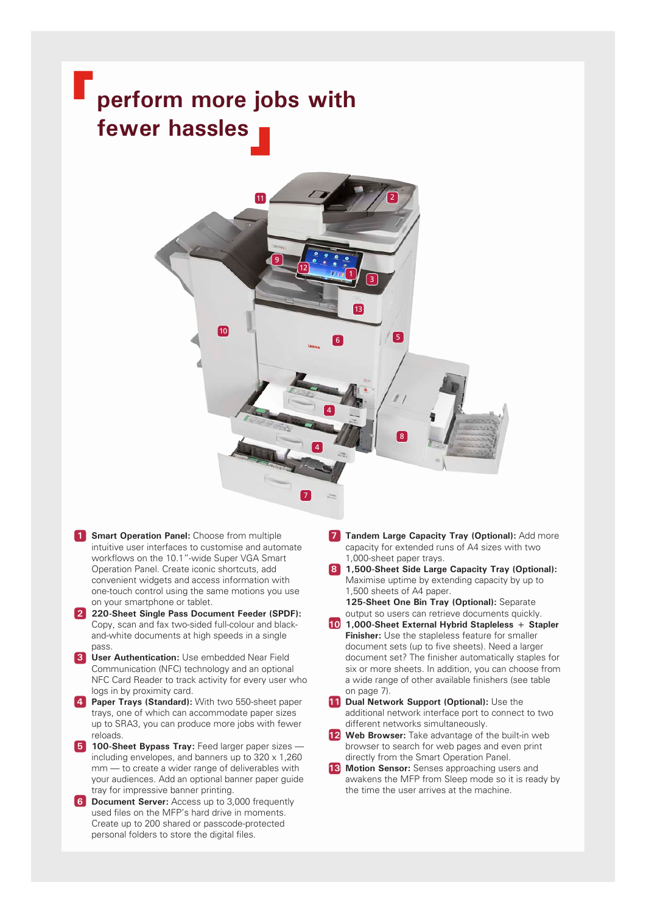# perform more jobs with fewer hassles

1. **Smart Operation Panel:** Choose from multiple intuitive user interfaces to customise and automate workflows on the 10.1"-wide Super VGA Smart Operation Panel. Create iconic shortcuts, add convenient widgets and access information with one-touch control using the same motions you use on your smartphone or tablet.
2. **220-Sheet Single Pass Document Feeder (SPDF):** Copy, scan and fax two-sided full-colour and black-and-white documents at high speeds in a single pass.
3. **User Authentication:** Use embedded Near Field Communication (NFC) technology and an optional NFC Card Reader to track activity for every user who logs in by proximity card.
4. **Paper Trays (Standard):** With two 550-sheet paper trays, one of which can accommodate paper sizes up to SRA3, you can produce more jobs with fewer reloads.
5. **100-Sheet Bypass Tray:** Feed larger paper sizes — including envelopes, and banners up to 320 x 1,260 mm — to create a wider range of deliverables with your audiences. Add an optional banner paper guide tray for impressive banner printing.
6. **Document Server:** Access up to 3,000 frequently used files on the MFP's hard drive in moments. Create up to 200 shared or passcode-protected personal folders to store the digital files.
7. **Tandem Large Capacity Tray (Optional):** Add more capacity for extended runs of A4 sizes with two 1,000-sheet paper trays.
8. **1,500-Sheet Side Large Capacity Tray (Optional):** Maximise uptime by extending capacity by up to 1,500 sheets of A4 paper.
   **125-Sheet One Bin Tray (Optional):** Separate output so users can retrieve documents quickly.
9. 
10. **1,000-Sheet External Hybrid Stapleless + Stapler Finisher:** Use the stapleless feature for smaller document sets (up to five sheets). Need a larger document set? The finisher automatically staples for six or more sheets. In addition, you can choose from a wide range of other available finishers (see table on page 7).
11. **Dual Network Support (Optional):** Use the additional network interface port to connect to two different networks simultaneously.
12. **Web Browser:** Take advantage of the built-in web browser to search for web pages and even print directly from the Smart Operation Panel.
13. **Motion Sensor:** Senses approaching users and awakens the MFP from Sleep mode so it is ready by the time the user arrives at the machine.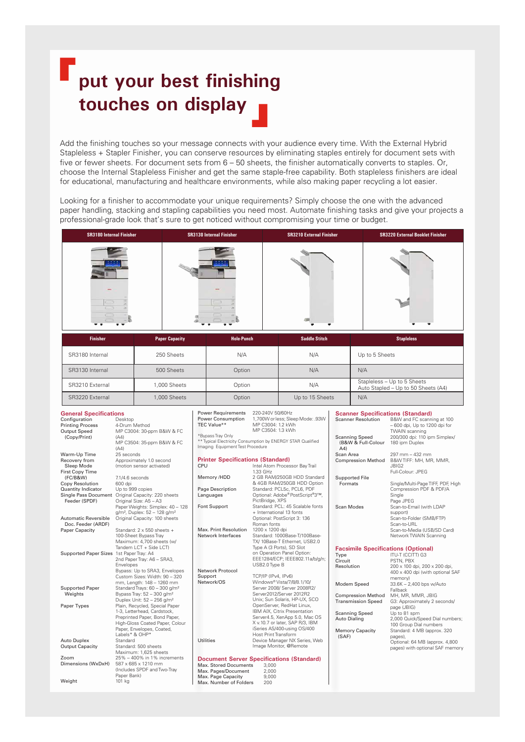# put your best finishing touches on display

Add the finishing touches so your message connects with your audience every time. With the External Hybrid Stapleless + Stapler Finisher, you can conserve resources by eliminating staples entirely for document sets with five or fewer sheets. For document sets from 6 – 50 sheets, the finisher automatically converts to staples. Or, choose the Internal Stapleless Finisher and get the same staple-free capability. Both stapleless finishers are ideal for educational, manufacturing and healthcare environments, while also making paper recycling a lot easier.

Looking for a finisher to accommodate your unique requirements? Simply choose the one with the advanced paper handling, stacking and stapling capabilities you need most. Automate finishing tasks and give your projects a professional-grade look that's sure to get noticed without compromising your time or budget.

| SR3180 Internal Finisher | SR3130 Internal Finisher | SR3210 External Finisher | SR3220 External Booklet Finisher |
|---|---|---|---|

| Finisher | Paper Capacity | Hole-Punch | Saddle Stitch | Stapleless |
|---|---|---|---|---|
| SR3180 Internal | 250 Sheets | N/A | N/A | Up to 5 Sheets |
| SR3130 Internal | 500 Sheets | Option | N/A | N/A |
| SR3210 External | 1,000 Sheets | Option | N/A | Stapleless – Up to 5 Sheets<br>Auto Stapled – Up to 50 Sheets (A4) |
| SR3220 External | 1,000 Sheets | Option | Up to 15 Sheets | N/A |

## General Specifications

| | |
|---|---|
| Configuration | Desktop |
| Printing Process | 4-Drum Method |
| Output Speed (Copy/Print) | MP C3004: 30-ppm B&W & FC (A4)<br>MP C3504: 35-ppm B&W & FC (A4) |
| Warm-Up Time | 25 seconds |
| Recovery from Sleep Mode | Approximately 1.0 second (motion sensor activated) |
| First Copy Time (FC/B&W) | 7.1/4.6 seconds |
| Copy Resolution | 600 dpi |
| Quantity Indicator | Up to 999 copies |
| Single Pass Document Feeder (SPDF) | Original Capacity: 220 sheets<br>Original Size: A5 – A3<br>Paper Weights: Simplex: 40 – 128 g/m², Duplex: 52 – 128 g/m² |
| Automatic Reversible Doc. Feeder (ARDF) | Original Capacity: 100 sheets |
| Paper Capacity | Standard: 2 x 550 sheets + 100-Sheet Bypass Tray<br>Maximum: 4,700 sheets (w/ Tandem LCT + Side LCT) |
| Supported Paper Sizes | 1st Paper Tray: A4<br>2nd Paper Tray: A6 – SRA3, Envelopes<br>Bypass: Up to SRA3, Envelopes<br>Custom Sizes: Width: 90 – 320 mm, Length: 148 – 1260 mm |
| Supported Paper Weights | Standard Trays: 60 – 300 g/m²<br>Bypass Tray: 52 – 300 g/m²<br>Duplex Unit: 52 – 256 g/m² |
| Paper Types | Plain, Recycled, Special Paper 1-3, Letterhead, Cardstock, Preprinted Paper, Bond Paper, High-Gloss Coated Paper, Colour Paper, Envelopes, Coated, Labels* & OHP* |
| Auto Duplex | Standard |
| Output Capacity | Standard: 500 sheets<br>Maximum: 1,625 sheets |
| Zoom | 25% – 400% in 1% increments |
| Dimensions (WxDxH) | 587 x 685 x 1210 mm (Includes SPDF and Two-Tray Paper Bank) |
| Weight | 101 kg |
| Power Requirements | 220-240V 50/60Hz |
| Power Consumption | 1,700W or less; Sleep Mode: .93W |
| TEC Value** | MP C3004: 1.2 kWh<br>MP C3504: 1.3 kWh |

*Bypass Tray Only
**Typical Electricity Consumption by ENERGY STAR Qualified Imaging Equipment Test Procedure

## Printer Specifications (Standard)

| | |
|---|---|
| CPU | Intel Atom Processor Bay Trail 1.33 GHz |
| Memory /HDD | 2 GB RAM/250GB HDD Standard & 4GB RAM/250GB HDD Option |
| Page Description Languages | Standard: PCL5c, PCL6, PDF<br>Optional: Adobe® PostScript®3™, PictBridge, XPS |
| Font Support | Standard: PCL: 45 Scalable fonts + International 13 fonts<br>Optional: PostScript 3: 136 Roman fonts |
| Max. Print Resolution | 1200 x 1200 dpi |
| Network Interfaces | Standard: 1000Base-T/100Base-TX/ 10Base-T Ethernet, USB2.0 Type A (3 Ports), SD Slot on Operation Panel Option: EEE1284/ECP; IEEE802.11a/b/g/n; USB2.0 Type B |
| Network Protocol Support | TCP/IP (IPv4, IPv6) |
| Network/OS | Windows® Vista/7/8/8.1/10/ Server 2008/ Server 2008R2/ Server2012/Server 2012R2 Unix; Sun Solaris, HP-UX, SCO OpenServer, RedHat Linux, IBM AIX, Citrix Presentation Server4.5, XenApp 5.0, Mac OS X v.10.7 or later, SAP R/3, IBM iSeries AS/400-using OS/400 Host Print Transform |
| Utilities | Device Manager NX Series, Web Image Monitor, @Remote |

## Document Server Specifications (Standard)

| | |
|---|---|
| Max. Stored Documents | 3,000 |
| Max. Pages/Document | 2,000 |
| Max. Page Capacity | 9,000 |
| Max. Number of Folders | 200 |

## Scanner Specifications (Standard)

| | |
|---|---|
| Scanner Resolution | B&W and FC scanning at 100 – 600 dpi, Up to 1200 dpi for TWAIN scanning |
| Scanning Speed (B&W & Full-Colour A4) | 200/300 dpi: 110 ipm Simplex/ 180 ipm Duplex |
| Scan Area | 297 mm – 432 mm |
| Compression Method | B&W TIFF: MH, MR, MMR, JBIG2<br>Full-Colour: JPEG |
| Supported File Formats | Single/Multi-Page TIFF, PDF, High Compression PDF & PDF/A Single Page JPEG |
| Scan Modes | Scan-to-Email (with LDAP support)<br>Scan-to-Folder (SMB/FTP)<br>Scan-to-URL<br>Scan-to-Media (USB/SD Card)<br>Network TWAIN Scanning |

## Facsimile Specifications (Optional)

| | |
|---|---|
| Type | ITU-T (CCITT) G3 |
| Circuit | PSTN, PBX |
| Resolution | 200 x 100 dpi, 200 x 200 dpi, 400 x 400 dpi (with optional SAF memory) |
| Modem Speed | 33.6K – 2,400 bps w/Auto Fallback |
| Compression Method | MH, MR, MMR, JBIG |
| Transmission Speed | G3: Approximately 2 seconds/ page (JBIG) |
| Scanning Speed | Up to 81 spm |
| Auto Dialing | 2,000 Quick/Speed Dial numbers; 100 Group Dial numbers |
| Memory Capacity (SAF) | Standard: 4 MB (approx. 320 pages),<br>Optional: 64 MB (approx. 4,800 pages) with optional SAF memory |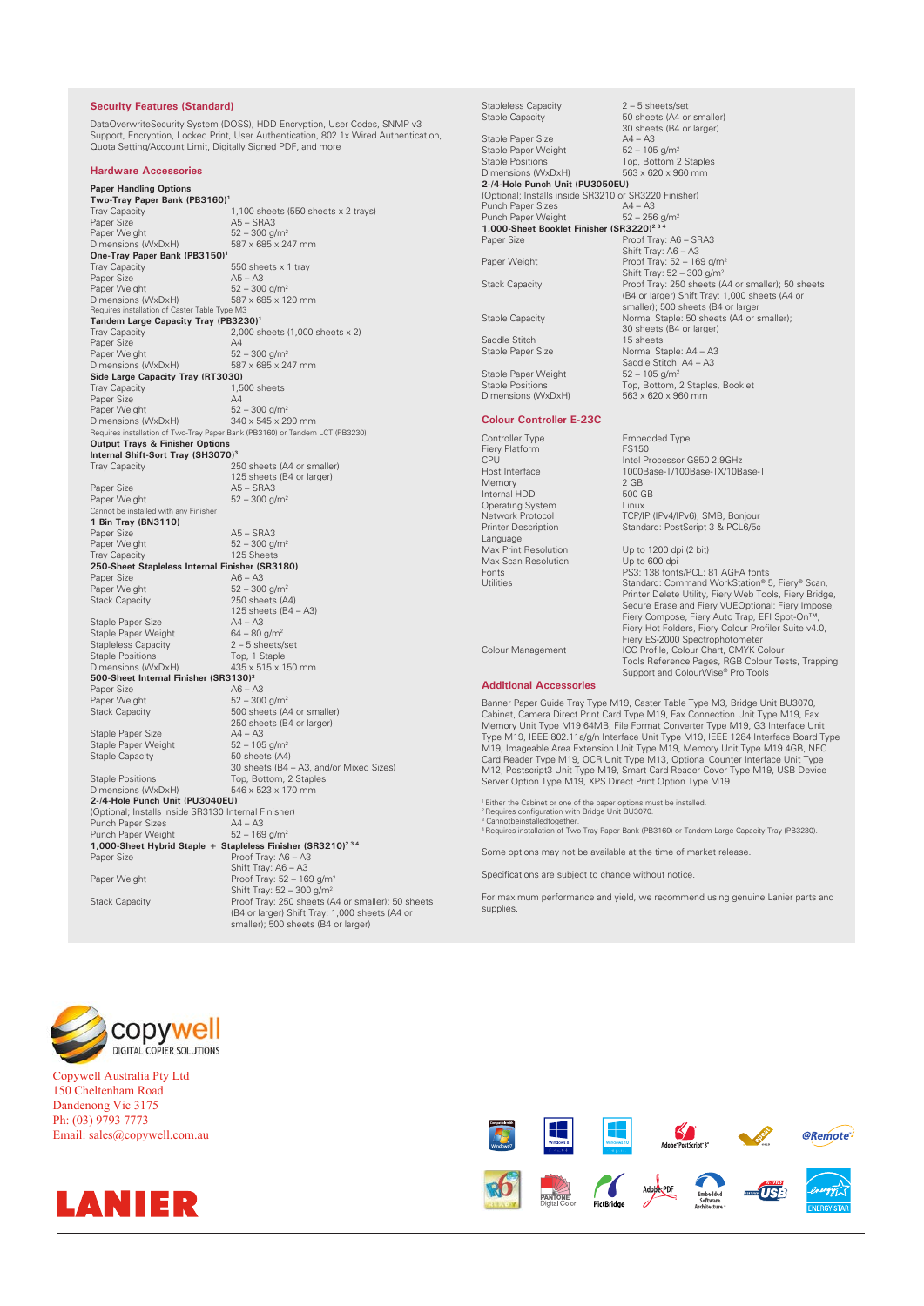## Security Features (Standard)

DataOverwriteSecurity System (DOSS), HDD Encryption, User Codes, SNMP v3 Support, Encryption, Locked Print, User Authentication, 802.1x Wired Authentication, Quota Setting/Account Limit, Digitally Signed PDF, and more

## Hardware Accessories

**Paper Handling Options**

**Two-Tray Paper Bank (PB3160)[1]**

| | |
|---|---|
| Tray Capacity | 1,100 sheets (550 sheets x 2 trays) |
| Paper Size | A5 – SRA3 |
| Paper Weight | 52 – 300 g/m² |
| Dimensions (WxDxH) | 587 x 685 x 247 mm |

**One-Tray Paper Bank (PB3150)[1]**

| | |
|---|---|
| Tray Capacity | 550 sheets x 1 tray |
| Paper Size | A5 – A3 |
| Paper Weight | 52 – 300 g/m² |
| Dimensions (WxDxH) | 587 x 685 x 120 mm |

Requires installation of Caster Table Type M3

**Tandem Large Capacity Tray (PB3230)[1]**

| | |
|---|---|
| Tray Capacity | 2,000 sheets (1,000 sheets x 2) |
| Paper Size | A4 |
| Paper Weight | 52 – 300 g/m² |
| Dimensions (WxDxH) | 587 x 685 x 247 mm |

**Side Large Capacity Tray (RT3030)**

| | |
|---|---|
| Tray Capacity | 1,500 sheets |
| Paper Size | A4 |
| Paper Weight | 52 – 300 g/m² |
| Dimensions (WxDxH) | 340 x 545 x 290 mm |

Requires installation of Two-Tray Paper Bank (PB3160) or Tandem LCT (PB3230)

**Output Trays & Finisher Options**

**Internal Shift-Sort Tray (SH3070)[3]**

| | |
|---|---|
| Tray Capacity | 250 sheets (A4 or smaller)<br>125 sheets (B4 or larger) |
| Paper Size | A5 – SRA3 |
| Paper Weight | 52 – 300 g/m² |

Cannot be installed with any Finisher

**1 Bin Tray (BN3110)**

| | |
|---|---|
| Paper Size | A5 – SRA3 |
| Paper Weight | 52 – 300 g/m² |
| Tray Capacity | 125 Sheets |

**250-Sheet Stapleless Internal Finisher (SR3180)**

| | |
|---|---|
| Paper Size | A6 – A3 |
| Paper Weight | 52 – 300 g/m² |
| Stack Capacity | 250 sheets (A4)<br>125 sheets (B4 – A3) |
| Staple Paper Size | A4 – A3 |
| Staple Paper Weight | 64 – 80 g/m² |
| Stapleless Capacity | 2 – 5 sheets/set |
| Staple Positions | Top, 1 Staple |
| Dimensions (WxDxH) | 435 x 515 x 150 mm |

**500-Sheet Internal Finisher (SR3130)[3]**

| | |
|---|---|
| Paper Size | A6 – A3 |
| Paper Weight | 52 – 300 g/m² |
| Stack Capacity | 500 sheets (A4 or smaller)<br>250 sheets (B4 or larger) |
| Staple Paper Size | A4 – A3 |
| Staple Paper Weight | 52 – 105 g/m² |
| Staple Capacity | 50 sheets (A4)<br>30 sheets (B4 – A3, and/or Mixed Sizes) |
| Staple Positions | Top, Bottom, 2 Staples |
| Dimensions (WxDxH) | 546 x 523 x 170 mm |

**2-/4-Hole Punch Unit (PU3040EU)**

(Optional; Installs inside SR3130 Internal Finisher)

| | |
|---|---|
| Punch Paper Sizes | A4 – A3 |
| Punch Paper Weight | 52 – 169 g/m² |

**1,000-Sheet Hybrid Staple + Stapleless Finisher (SR3210)[2 3 4]**

| | |
|---|---|
| Paper Size | Proof Tray: A6 – A3<br>Shift Tray: A6 – A3 |
| Paper Weight | Proof Tray: 52 – 169 g/m²<br>Shift Tray: 52 – 300 g/m² |
| Stack Capacity | Proof Tray: 250 sheets (A4 or smaller); 50 sheets (B4 or larger) Shift Tray: 1,000 sheets (A4 or smaller); 500 sheets (B4 or larger) |
| Stapleless Capacity | 2 – 5 sheets/set |
| Staple Capacity | 50 sheets (A4 or smaller)<br>30 sheets (B4 or larger) |
| Staple Paper Size | A4 – A3 |
| Staple Paper Weight | 52 – 105 g/m² |
| Staple Positions | Top, Bottom 2 Staples |
| Dimensions (WxDxH) | 563 x 620 x 960 mm |

**2-/4-Hole Punch Unit (PU3050EU)**

(Optional; Installs inside SR3210 or SR3220 Finisher)

| | |
|---|---|
| Punch Paper Sizes | A4 – A3 |
| Punch Paper Weight | 52 – 256 g/m² |

**1,000-Sheet Booklet Finisher (SR3220)[2 3 4]**

| | |
|---|---|
| Paper Size | Proof Tray: A6 – SRA3<br>Shift Tray: A6 – A3 |
| Paper Weight | Proof Tray: 52 – 169 g/m²<br>Shift Tray: 52 – 300 g/m² |
| Stack Capacity | Proof Tray: 250 sheets (A4 or smaller); 50 sheets (B4 or larger) Shift Tray: 1,000 sheets (A4 or smaller); 500 sheets (B4 or larger |
| Staple Capacity | Normal Staple: 50 sheets (A4 or smaller);<br>30 sheets (B4 or larger) |
| Saddle Stitch | 15 sheets |
| Staple Paper Size | Normal Staple: A4 – A3<br>Saddle Stitch: A4 – A3 |
| Staple Paper Weight | 52 – 105 g/m² |
| Staple Positions | Top, Bottom, 2 Staples, Booklet |
| Dimensions (WxDxH) | 563 x 620 x 960 mm |

## Colour Controller E-23C

| | |
|---|---|
| Controller Type | Embedded Type |
| Fiery Platform | FS150 |
| CPU | Intel Processor G850 2.9GHz |
| Host Interface | 1000Base-T/100Base-TX/10Base-T |
| Memory | 2 GB |
| Internal HDD | 500 GB |
| Operating System | Linux |
| Network Protocol | TCP/IP (IPv4/IPv6), SMB, Bonjour |
| Printer Description Language | Standard: PostScript 3 & PCL6/5c |
| Max Print Resolution | Up to 1200 dpi (2 bit) |
| Max Scan Resolution | Up to 600 dpi |
| Fonts | PS3: 138 fonts/PCL: 81 AGFA fonts |
| Utilities | Standard: Command WorkStation® 5, Fiery® Scan, Printer Delete Utility, Fiery Web Tools, Fiery Bridge, Secure Erase and Fiery VUEOptional: Fiery Impose, Fiery Compose, Fiery Auto Trap, EFI Spot-On™, Fiery Hot Folders, Fiery Colour Profiler Suite v4.0, Fiery ES-2000 Spectrophotometer |
| Colour Management | ICC Profile, Colour Chart, CMYK Colour Tools Reference Pages, RGB Colour Tests, Trapping Support and ColourWise® Pro Tools |

## Additional Accessories

Banner Paper Guide Tray Type M19, Caster Table Type M3, Bridge Unit BU3070, Cabinet, Camera Direct Print Card Type M19, Fax Connection Unit Type M19, Fax Memory Unit Type M19 64MB, File Format Converter Type M19, G3 Interface Unit Type M19, IEEE 802.11a/g/n Interface Unit Type M19, IEEE 1284 Interface Board Type M19, Imageable Area Extension Unit Type M19, Memory Unit Type M19 4GB, NFC Card Reader Type M19, OCR Unit Type M13, Optional Counter Interface Unit Type M12, Postscript3 Unit Type M19, Smart Card Reader Cover Type M19, USB Device Server Option Type M19, XPS Direct Print Option Type M19

[1] Either the Cabinet or one of the paper options must be installed.
[2] Requires configuration with Bridge Unit BU3070.
[3] Cannotbeinstalledtogether.
[4] Requires installation of Two-Tray Paper Bank (PB3160) or Tandem Large Capacity Tray (PB3230).

Some options may not be available at the time of market release.

Specifications are subject to change without notice.

For maximum performance and yield, we recommend using genuine Lanier parts and supplies.

copywell DIGITAL COPIER SOLUTIONS

Copywell Australia Pty Ltd
150 Cheltenham Road
Dandenong Vic 3175
Ph: (03) 9793 7773
Email: sales@copywell.com.au

LANIER